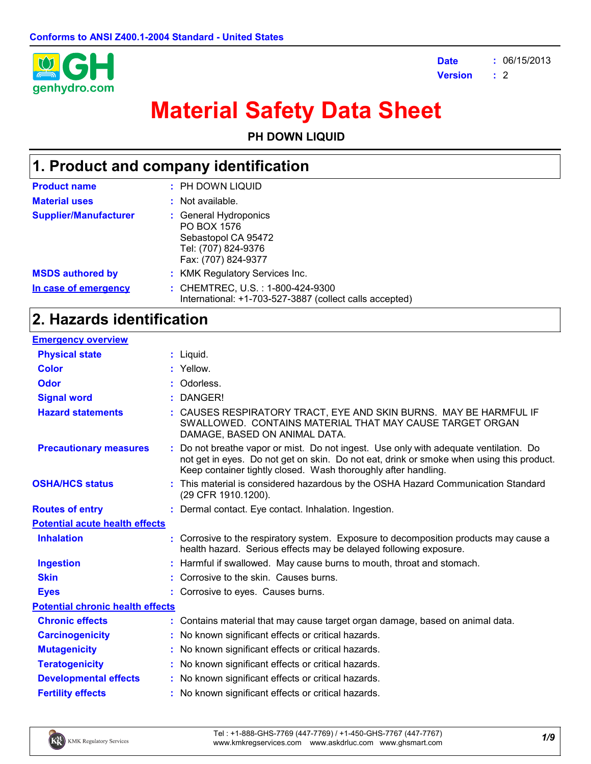Conforms to ANSI Z400.1-2004 Standard - United States

genhydro.com

**Date** : 06/15/2013
**Version** : 2

# Material Safety Data Sheet

**PH DOWN LIQUID**

## 1. Product and company identification

| | |
|---|---|
| **Product name** | : PH DOWN LIQUID |
| **Material uses** | : Not available. |
| **Supplier/Manufacturer** | : General Hydroponics<br>PO BOX 1576<br>Sebastopol CA 95472<br>Tel: (707) 824-9376<br>Fax: (707) 824-9377 |
| **MSDS authored by** | : KMK Regulatory Services Inc. |
| **In case of emergency** | : CHEMTREC, U.S. : 1-800-424-9300<br>International: +1-703-527-3887 (collect calls accepted) |

## 2. Hazards identification

**Emergency overview**

| | |
|---|---|
| **Physical state** | : Liquid. |
| **Color** | : Yellow. |
| **Odor** | : Odorless. |
| **Signal word** | : DANGER! |
| **Hazard statements** | : CAUSES RESPIRATORY TRACT, EYE AND SKIN BURNS. MAY BE HARMFUL IF SWALLOWED. CONTAINS MATERIAL THAT MAY CAUSE TARGET ORGAN DAMAGE, BASED ON ANIMAL DATA. |
| **Precautionary measures** | : Do not breathe vapor or mist. Do not ingest. Use only with adequate ventilation. Do not get in eyes. Do not get on skin. Do not eat, drink or smoke when using this product. Keep container tightly closed. Wash thoroughly after handling. |
| **OSHA/HCS status** | : This material is considered hazardous by the OSHA Hazard Communication Standard (29 CFR 1910.1200). |
| **Routes of entry** | : Dermal contact. Eye contact. Inhalation. Ingestion. |

**Potential acute health effects**

| | |
|---|---|
| **Inhalation** | : Corrosive to the respiratory system. Exposure to decomposition products may cause a health hazard. Serious effects may be delayed following exposure. |
| **Ingestion** | : Harmful if swallowed. May cause burns to mouth, throat and stomach. |
| **Skin** | : Corrosive to the skin. Causes burns. |
| **Eyes** | : Corrosive to eyes. Causes burns. |

**Potential chronic health effects**

| | |
|---|---|
| **Chronic effects** | : Contains material that may cause target organ damage, based on animal data. |
| **Carcinogenicity** | : No known significant effects or critical hazards. |
| **Mutagenicity** | : No known significant effects or critical hazards. |
| **Teratogenicity** | : No known significant effects or critical hazards. |
| **Developmental effects** | : No known significant effects or critical hazards. |
| **Fertility effects** | : No known significant effects or critical hazards. |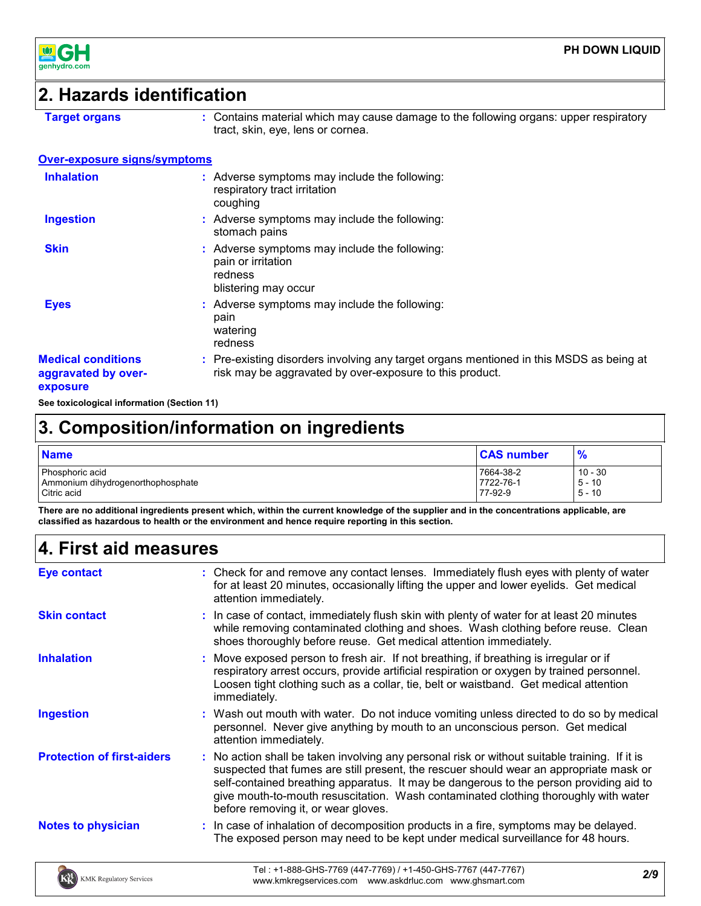## 2. Hazards identification

**Target organs** : Contains material which may cause damage to the following organs: upper respiratory tract, skin, eye, lens or cornea.

**Over-exposure signs/symptoms**

**Inhalation** : Adverse symptoms may include the following:
respiratory tract irritation
coughing

**Ingestion** : Adverse symptoms may include the following:
stomach pains

**Skin** : Adverse symptoms may include the following:
pain or irritation
redness
blistering may occur

**Eyes** : Adverse symptoms may include the following:
pain
watering
redness

**Medical conditions aggravated by over-exposure** : Pre-existing disorders involving any target organs mentioned in this MSDS as being at risk may be aggravated by over-exposure to this product.

**See toxicological information (Section 11)**

## 3. Composition/information on ingredients

| Name | CAS number | % |
| --- | --- | --- |
| Phosphoric acid | 7664-38-2 | 10 - 30 |
| Ammonium dihydrogenorthophosphate | 7722-76-1 | 5 - 10 |
| Citric acid | 77-92-9 | 5 - 10 |

**There are no additional ingredients present which, within the current knowledge of the supplier and in the concentrations applicable, are classified as hazardous to health or the environment and hence require reporting in this section.**

## 4. First aid measures

**Eye contact** : Check for and remove any contact lenses. Immediately flush eyes with plenty of water for at least 20 minutes, occasionally lifting the upper and lower eyelids. Get medical attention immediately.

**Skin contact** : In case of contact, immediately flush skin with plenty of water for at least 20 minutes while removing contaminated clothing and shoes. Wash clothing before reuse. Clean shoes thoroughly before reuse. Get medical attention immediately.

**Inhalation** : Move exposed person to fresh air. If not breathing, if breathing is irregular or if respiratory arrest occurs, provide artificial respiration or oxygen by trained personnel. Loosen tight clothing such as a collar, tie, belt or waistband. Get medical attention immediately.

**Ingestion** : Wash out mouth with water. Do not induce vomiting unless directed to do so by medical personnel. Never give anything by mouth to an unconscious person. Get medical attention immediately.

**Protection of first-aiders** : No action shall be taken involving any personal risk or without suitable training. If it is suspected that fumes are still present, the rescuer should wear an appropriate mask or self-contained breathing apparatus. It may be dangerous to the person providing aid to give mouth-to-mouth resuscitation. Wash contaminated clothing thoroughly with water before removing it, or wear gloves.

**Notes to physician** : In case of inhalation of decomposition products in a fire, symptoms may be delayed. The exposed person may need to be kept under medical surveillance for 48 hours.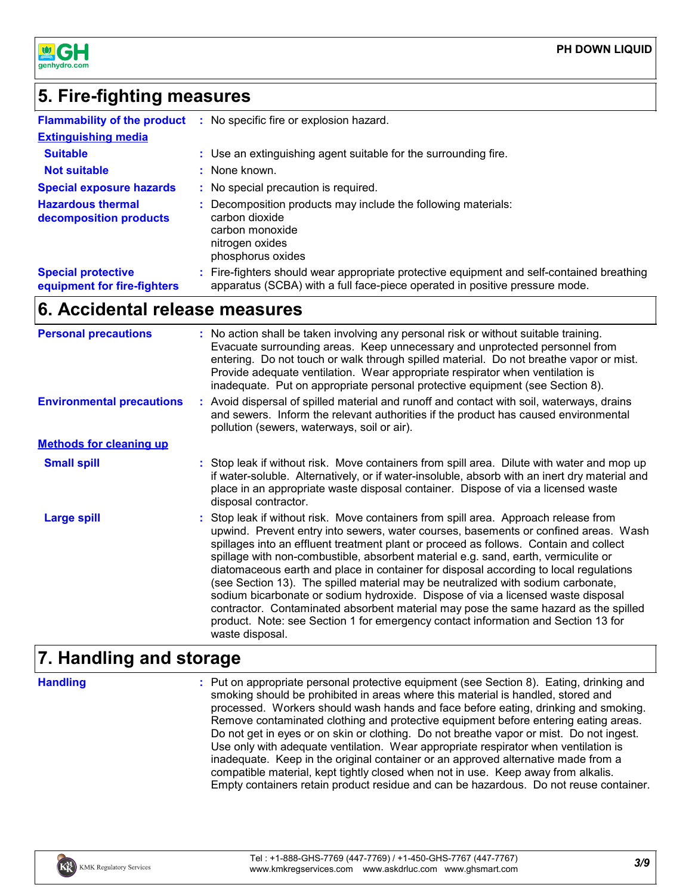## 5. Fire-fighting measures

**Flammability of the product** : No specific fire or explosion hazard.

**Extinguishing media**

**Suitable** : Use an extinguishing agent suitable for the surrounding fire.

**Not suitable** : None known.

**Special exposure hazards** : No special precaution is required.

**Hazardous thermal decomposition products** : Decomposition products may include the following materials:
carbon dioxide
carbon monoxide
nitrogen oxides
phosphorus oxides

**Special protective equipment for fire-fighters** : Fire-fighters should wear appropriate protective equipment and self-contained breathing apparatus (SCBA) with a full face-piece operated in positive pressure mode.

## 6. Accidental release measures

**Personal precautions** : No action shall be taken involving any personal risk or without suitable training. Evacuate surrounding areas. Keep unnecessary and unprotected personnel from entering. Do not touch or walk through spilled material. Do not breathe vapor or mist. Provide adequate ventilation. Wear appropriate respirator when ventilation is inadequate. Put on appropriate personal protective equipment (see Section 8).

**Environmental precautions** : Avoid dispersal of spilled material and runoff and contact with soil, waterways, drains and sewers. Inform the relevant authorities if the product has caused environmental pollution (sewers, waterways, soil or air).

**Methods for cleaning up**

**Small spill** : Stop leak if without risk. Move containers from spill area. Dilute with water and mop up if water-soluble. Alternatively, or if water-insoluble, absorb with an inert dry material and place in an appropriate waste disposal container. Dispose of via a licensed waste disposal contractor.

**Large spill** : Stop leak if without risk. Move containers from spill area. Approach release from upwind. Prevent entry into sewers, water courses, basements or confined areas. Wash spillages into an effluent treatment plant or proceed as follows. Contain and collect spillage with non-combustible, absorbent material e.g. sand, earth, vermiculite or diatomaceous earth and place in container for disposal according to local regulations (see Section 13). The spilled material may be neutralized with sodium carbonate, sodium bicarbonate or sodium hydroxide. Dispose of via a licensed waste disposal contractor. Contaminated absorbent material may pose the same hazard as the spilled product. Note: see Section 1 for emergency contact information and Section 13 for waste disposal.

## 7. Handling and storage

**Handling** : Put on appropriate personal protective equipment (see Section 8). Eating, drinking and smoking should be prohibited in areas where this material is handled, stored and processed. Workers should wash hands and face before eating, drinking and smoking. Remove contaminated clothing and protective equipment before entering eating areas. Do not get in eyes or on skin or clothing. Do not breathe vapor or mist. Do not ingest. Use only with adequate ventilation. Wear appropriate respirator when ventilation is inadequate. Keep in the original container or an approved alternative made from a compatible material, kept tightly closed when not in use. Keep away from alkalis. Empty containers retain product residue and can be hazardous. Do not reuse container.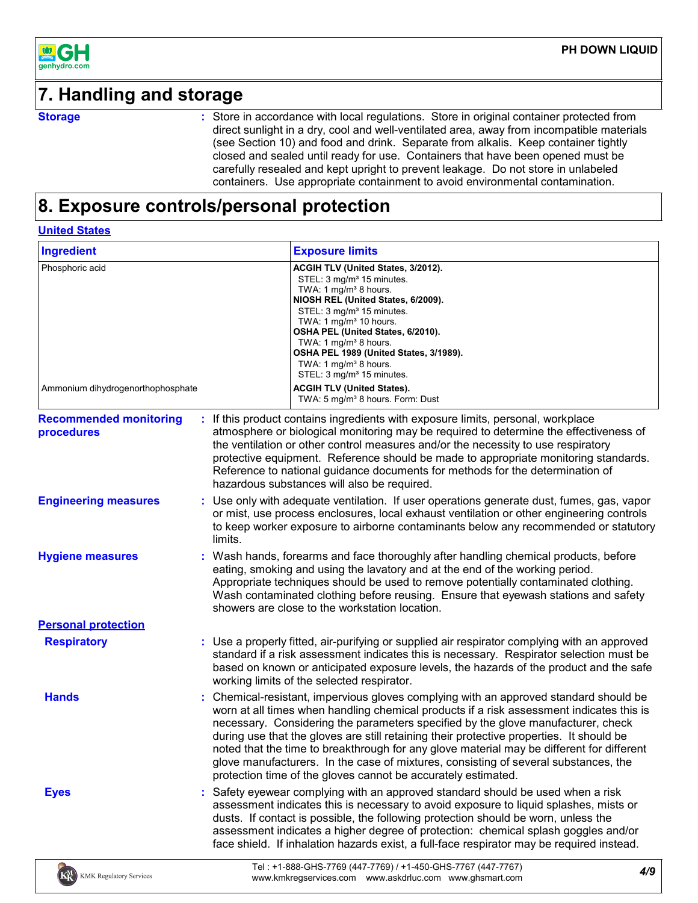## 7. Handling and storage

**Storage** : Store in accordance with local regulations. Store in original container protected from direct sunlight in a dry, cool and well-ventilated area, away from incompatible materials (see Section 10) and food and drink. Separate from alkalis. Keep container tightly closed and sealed until ready for use. Containers that have been opened must be carefully resealed and kept upright to prevent leakage. Do not store in unlabeled containers. Use appropriate containment to avoid environmental contamination.

## 8. Exposure controls/personal protection

**United States**

| Ingredient | Exposure limits |
|---|---|
| Phosphoric acid | **ACGIH TLV (United States, 3/2012).**<br>STEL: 3 mg/m³ 15 minutes.<br>TWA: 1 mg/m³ 8 hours.<br>**NIOSH REL (United States, 6/2009).**<br>STEL: 3 mg/m³ 15 minutes.<br>TWA: 1 mg/m³ 10 hours.<br>**OSHA PEL (United States, 6/2010).**<br>TWA: 1 mg/m³ 8 hours.<br>**OSHA PEL 1989 (United States, 3/1989).**<br>TWA: 1 mg/m³ 8 hours.<br>STEL: 3 mg/m³ 15 minutes. |
| Ammonium dihydrogenorthophosphate | **ACGIH TLV (United States).**<br>TWA: 5 mg/m³ 8 hours. Form: Dust |

**Recommended monitoring procedures** : If this product contains ingredients with exposure limits, personal, workplace atmosphere or biological monitoring may be required to determine the effectiveness of the ventilation or other control measures and/or the necessity to use respiratory protective equipment. Reference should be made to appropriate monitoring standards. Reference to national guidance documents for methods for the determination of hazardous substances will also be required.

**Engineering measures** : Use only with adequate ventilation. If user operations generate dust, fumes, gas, vapor or mist, use process enclosures, local exhaust ventilation or other engineering controls to keep worker exposure to airborne contaminants below any recommended or statutory limits.

**Hygiene measures** : Wash hands, forearms and face thoroughly after handling chemical products, before eating, smoking and using the lavatory and at the end of the working period. Appropriate techniques should be used to remove potentially contaminated clothing. Wash contaminated clothing before reusing. Ensure that eyewash stations and safety showers are close to the workstation location.

**Personal protection**

**Respiratory** : Use a properly fitted, air-purifying or supplied air respirator complying with an approved standard if a risk assessment indicates this is necessary. Respirator selection must be based on known or anticipated exposure levels, the hazards of the product and the safe working limits of the selected respirator.

**Hands** : Chemical-resistant, impervious gloves complying with an approved standard should be worn at all times when handling chemical products if a risk assessment indicates this is necessary. Considering the parameters specified by the glove manufacturer, check during use that the gloves are still retaining their protective properties. It should be noted that the time to breakthrough for any glove material may be different for different glove manufacturers. In the case of mixtures, consisting of several substances, the protection time of the gloves cannot be accurately estimated.

**Eyes** : Safety eyewear complying with an approved standard should be used when a risk assessment indicates this is necessary to avoid exposure to liquid splashes, mists or dusts. If contact is possible, the following protection should be worn, unless the assessment indicates a higher degree of protection: chemical splash goggles and/or face shield. If inhalation hazards exist, a full-face respirator may be required instead.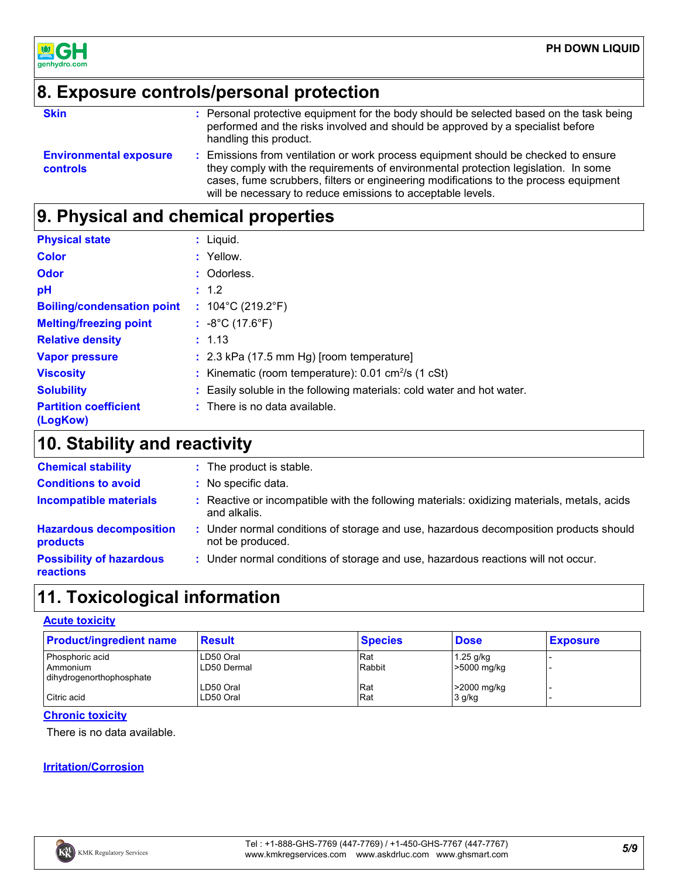## 8. Exposure controls/personal protection

**Skin** : Personal protective equipment for the body should be selected based on the task being performed and the risks involved and should be approved by a specialist before handling this product.

**Environmental exposure controls** : Emissions from ventilation or work process equipment should be checked to ensure they comply with the requirements of environmental protection legislation. In some cases, fume scrubbers, filters or engineering modifications to the process equipment will be necessary to reduce emissions to acceptable levels.

## 9. Physical and chemical properties

**Physical state** : Liquid.

**Color** : Yellow.

**Odor** : Odorless.

**pH** : 1.2

**Boiling/condensation point** : 104°C (219.2°F)

**Melting/freezing point** : -8°C (17.6°F)

**Relative density** : 1.13

**Vapor pressure** : 2.3 kPa (17.5 mm Hg) [room temperature]

**Viscosity** : Kinematic (room temperature): 0.01 $cm^2/s$ (1 cSt)

**Solubility** : Easily soluble in the following materials: cold water and hot water.

**Partition coefficient (LogKow)** : There is no data available.

## 10. Stability and reactivity

**Chemical stability** : The product is stable.

**Conditions to avoid** : No specific data.

**Incompatible materials** : Reactive or incompatible with the following materials: oxidizing materials, metals, acids and alkalis.

**Hazardous decomposition products** : Under normal conditions of storage and use, hazardous decomposition products should not be produced.

**Possibility of hazardous reactions** : Under normal conditions of storage and use, hazardous reactions will not occur.

## 11. Toxicological information

**Acute toxicity**

| Product/ingredient name | Result | Species | Dose | Exposure |
|---|---|---|---|---|
| Phosphoric acid | LD50 Oral | Rat | 1.25 g/kg | - |
| Ammonium dihydrogenorthophosphate | LD50 Dermal | Rabbit | >5000 mg/kg | - |
| | LD50 Oral | Rat | >2000 mg/kg | - |
| Citric acid | LD50 Oral | Rat | 3 g/kg | - |

**Chronic toxicity**

There is no data available.

**Irritation/Corrosion**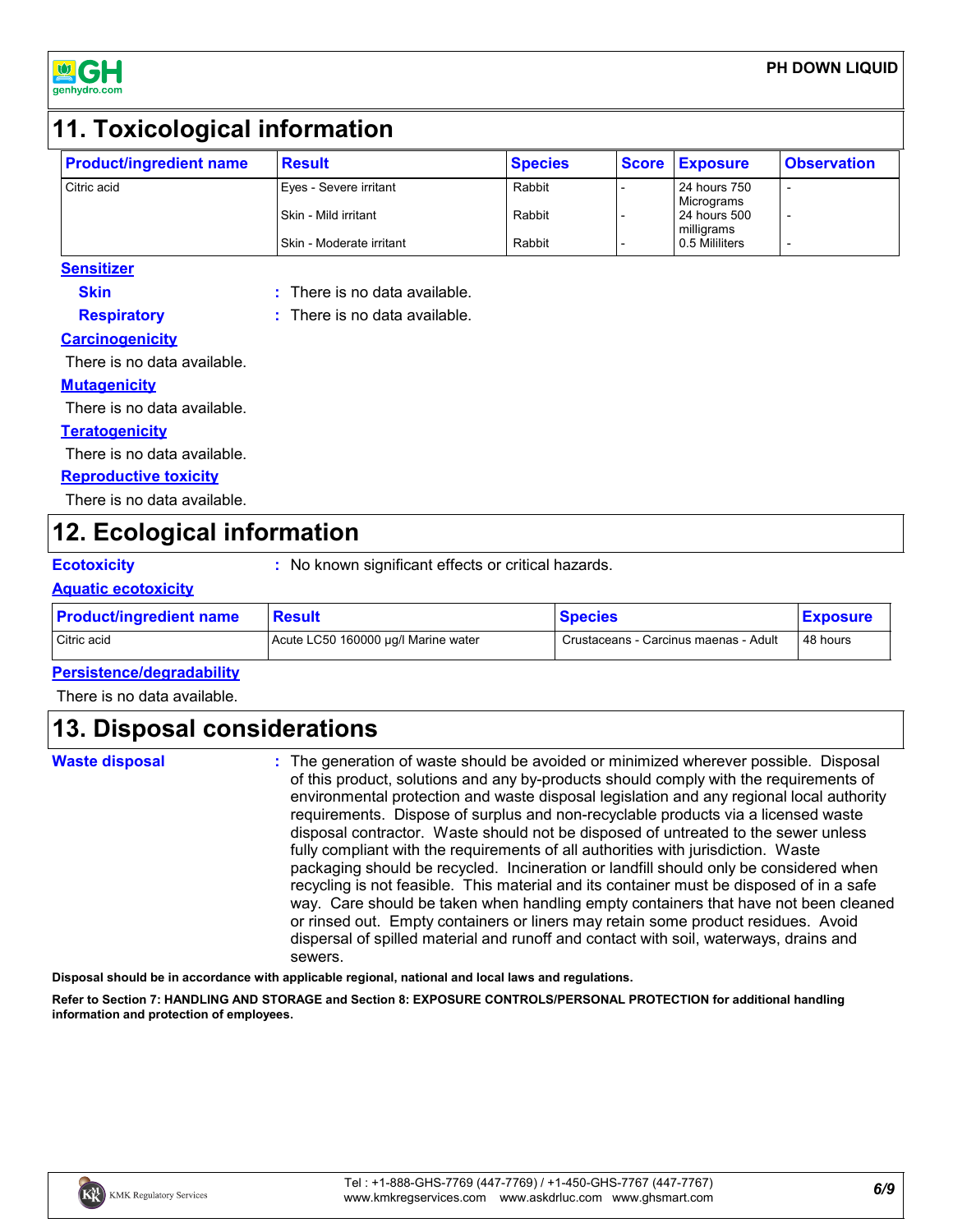## 11. Toxicological information

| Product/ingredient name | Result | Species | Score | Exposure | Observation |
|---|---|---|---|---|---|
| Citric acid | Eyes - Severe irritant | Rabbit | - | 24 hours 750 Micrograms | - |
| | Skin - Mild irritant | Rabbit | - | 24 hours 500 milligrams | - |
| | Skin - Moderate irritant | Rabbit | - | 0.5 Mililiters | - |

**Sensitizer**

**Skin** : There is no data available.

**Respiratory** : There is no data available.

**Carcinogenicity**

There is no data available.

**Mutagenicity**

There is no data available.

**Teratogenicity**

There is no data available.

**Reproductive toxicity**

There is no data available.

## 12. Ecological information

**Ecotoxicity** : No known significant effects or critical hazards.

**Aquatic ecotoxicity**

| Product/ingredient name | Result | Species | Exposure |
|---|---|---|---|
| Citric acid | Acute LC50 160000 µg/l Marine water | Crustaceans - Carcinus maenas - Adult | 48 hours |

**Persistence/degradability**

There is no data available.

## 13. Disposal considerations

**Waste disposal** : The generation of waste should be avoided or minimized wherever possible. Disposal of this product, solutions and any by-products should comply with the requirements of environmental protection and waste disposal legislation and any regional local authority requirements. Dispose of surplus and non-recyclable products via a licensed waste disposal contractor. Waste should not be disposed of untreated to the sewer unless fully compliant with the requirements of all authorities with jurisdiction. Waste packaging should be recycled. Incineration or landfill should only be considered when recycling is not feasible. This material and its container must be disposed of in a safe way. Care should be taken when handling empty containers that have not been cleaned or rinsed out. Empty containers or liners may retain some product residues. Avoid dispersal of spilled material and runoff and contact with soil, waterways, drains and sewers.

**Disposal should be in accordance with applicable regional, national and local laws and regulations.**

**Refer to Section 7: HANDLING AND STORAGE and Section 8: EXPOSURE CONTROLS/PERSONAL PROTECTION for additional handling information and protection of employees.**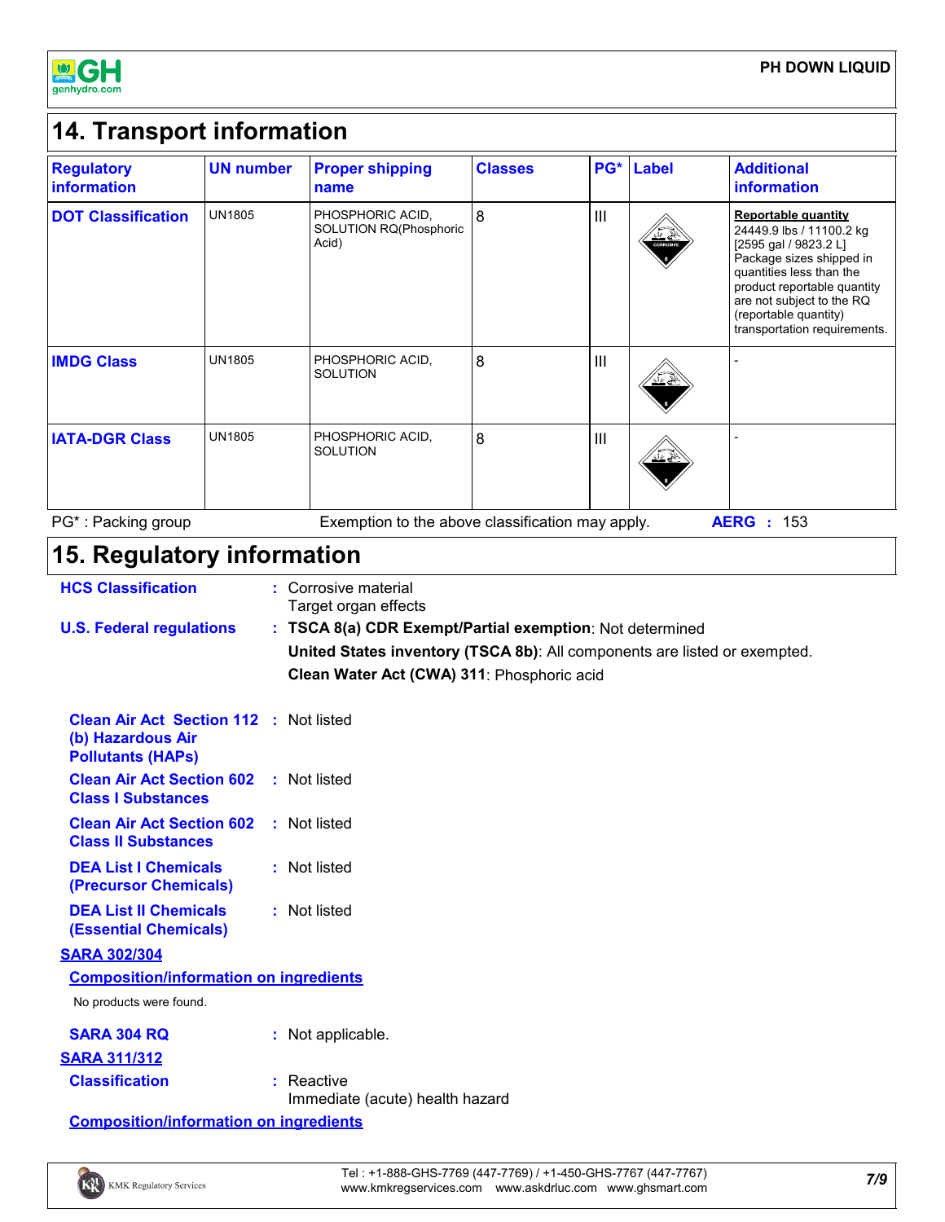## 14. Transport information

| Regulatory information | UN number | Proper shipping name | Classes | PG* | Label | Additional information |
|---|---|---|---|---|---|---|
| **DOT Classification** | UN1805 | PHOSPHORIC ACID, SOLUTION RQ(Phosphoric Acid) | 8 | III | | **Reportable quantity** 24449.9 lbs / 11100.2 kg [2595 gal / 9823.2 L] Package sizes shipped in quantities less than the product reportable quantity are not subject to the RQ (reportable quantity) transportation requirements. |
| **IMDG Class** | UN1805 | PHOSPHORIC ACID, SOLUTION | 8 | III | | - |
| **IATA-DGR Class** | UN1805 | PHOSPHORIC ACID, SOLUTION | 8 | III | | - |

PG* : Packing group  Exemption to the above classification may apply.  **AERG :** 153

## 15. Regulatory information

**HCS Classification** : Corrosive material
Target organ effects

**U.S. Federal regulations** : **TSCA 8(a) CDR Exempt/Partial exemption**: Not determined
**United States inventory (TSCA 8b)**: All components are listed or exempted.
**Clean Water Act (CWA) 311**: Phosphoric acid

**Clean Air Act Section 112 (b) Hazardous Air Pollutants (HAPs)** : Not listed

**Clean Air Act Section 602 Class I Substances** : Not listed

**Clean Air Act Section 602 Class II Substances** : Not listed

**DEA List I Chemicals (Precursor Chemicals)** : Not listed

**DEA List II Chemicals (Essential Chemicals)** : Not listed

**SARA 302/304**

**Composition/information on ingredients**

No products were found.

**SARA 304 RQ** : Not applicable.

**SARA 311/312**

**Classification** : Reactive
Immediate (acute) health hazard

**Composition/information on ingredients**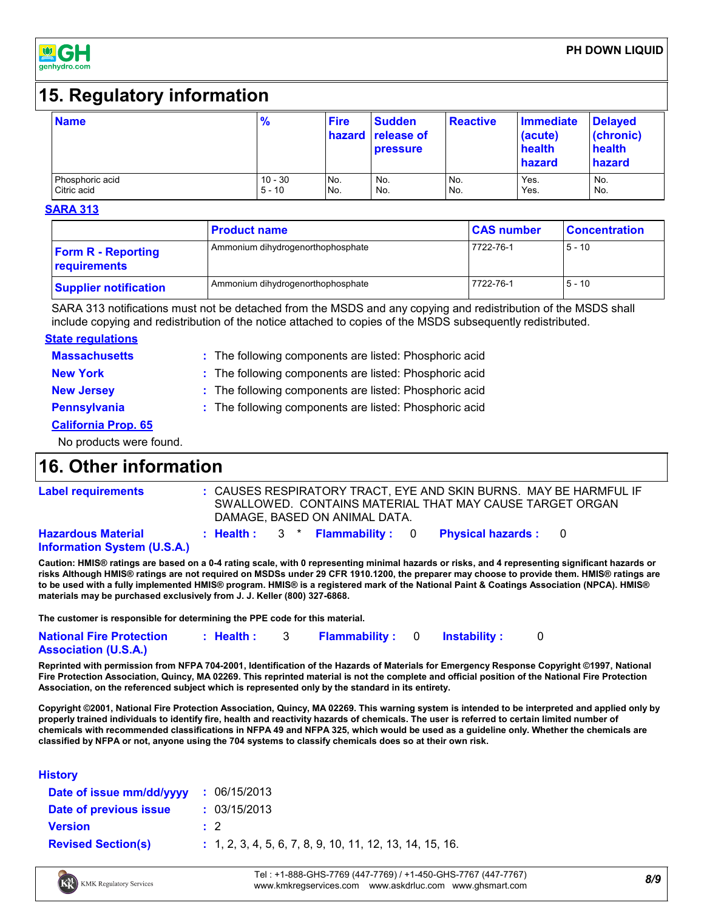## 15. Regulatory information

| Name | % | Fire hazard | Sudden release of pressure | Reactive | Immediate (acute) health hazard | Delayed (chronic) health hazard |
|---|---|---|---|---|---|---|
| Phosphoric acid | 10 - 30 | No. | No. | No. | Yes. | No. |
| Citric acid | 5 - 10 | No. | No. | No. | Yes. | No. |

**SARA 313**

| | Product name | CAS number | Concentration |
|---|---|---|---|
| **Form R - Reporting requirements** | Ammonium dihydrogenorthophosphate | 7722-76-1 | 5 - 10 |
| **Supplier notification** | Ammonium dihydrogenorthophosphate | 7722-76-1 | 5 - 10 |

SARA 313 notifications must not be detached from the MSDS and any copying and redistribution of the MSDS shall include copying and redistribution of the notice attached to copies of the MSDS subsequently redistributed.

**State regulations**

**Massachusetts** : The following components are listed: Phosphoric acid

**New York** : The following components are listed: Phosphoric acid

**New Jersey** : The following components are listed: Phosphoric acid

**Pennsylvania** : The following components are listed: Phosphoric acid

**California Prop. 65**

No products were found.

## 16. Other information

**Label requirements** : CAUSES RESPIRATORY TRACT, EYE AND SKIN BURNS. MAY BE HARMFUL IF SWALLOWED. CONTAINS MATERIAL THAT MAY CAUSE TARGET ORGAN DAMAGE, BASED ON ANIMAL DATA.

**Hazardous Material Information System (U.S.A.)** : **Health :** 3 * **Flammability :** 0 **Physical hazards :** 0

**Caution: HMIS® ratings are based on a 0-4 rating scale, with 0 representing minimal hazards or risks, and 4 representing significant hazards or risks Although HMIS® ratings are not required on MSDSs under 29 CFR 1910.1200, the preparer may choose to provide them. HMIS® ratings are to be used with a fully implemented HMIS® program. HMIS® is a registered mark of the National Paint & Coatings Association (NPCA). HMIS® materials may be purchased exclusively from J. J. Keller (800) 327-6868.**

**The customer is responsible for determining the PPE code for this material.**

**National Fire Protection Association (U.S.A.)** : **Health :** 3 **Flammability :** 0 **Instability :** 0

**Reprinted with permission from NFPA 704-2001, Identification of the Hazards of Materials for Emergency Response Copyright ©1997, National Fire Protection Association, Quincy, MA 02269. This reprinted material is not the complete and official position of the National Fire Protection Association, on the referenced subject which is represented only by the standard in its entirety.**

**Copyright ©2001, National Fire Protection Association, Quincy, MA 02269. This warning system is intended to be interpreted and applied only by properly trained individuals to identify fire, health and reactivity hazards of chemicals. The user is referred to certain limited number of chemicals with recommended classifications in NFPA 49 and NFPA 325, which would be used as a guideline only. Whether the chemicals are classified by NFPA or not, anyone using the 704 systems to classify chemicals does so at their own risk.**

**History**

**Date of issue mm/dd/yyyy** : 06/15/2013

**Date of previous issue** : 03/15/2013

**Version** : 2

**Revised Section(s)** : 1, 2, 3, 4, 5, 6, 7, 8, 9, 10, 11, 12, 13, 14, 15, 16.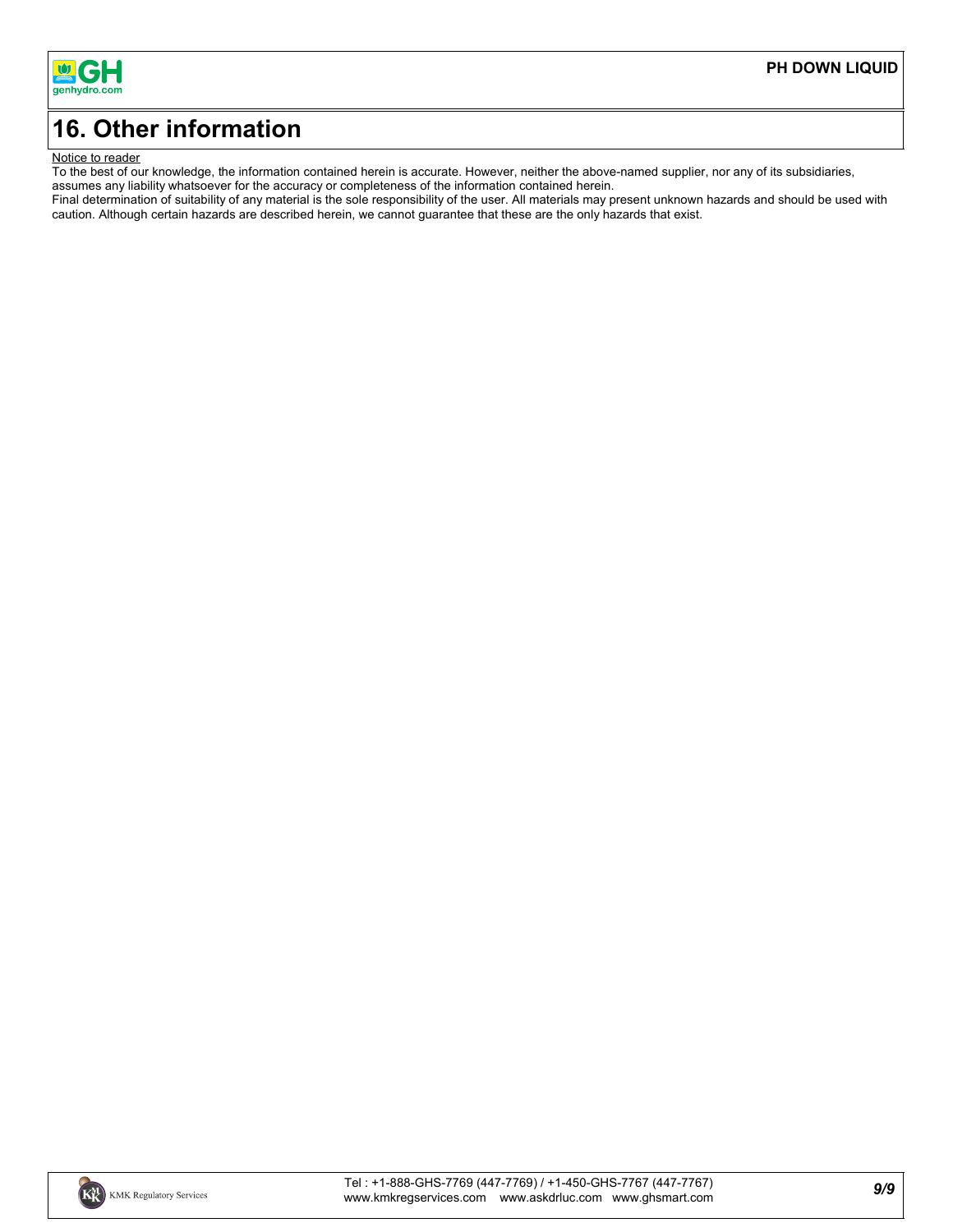## 16. Other information

Notice to reader

To the best of our knowledge, the information contained herein is accurate. However, neither the above-named supplier, nor any of its subsidiaries, assumes any liability whatsoever for the accuracy or completeness of the information contained herein.

Final determination of suitability of any material is the sole responsibility of the user. All materials may present unknown hazards and should be used with caution. Although certain hazards are described herein, we cannot guarantee that these are the only hazards that exist.